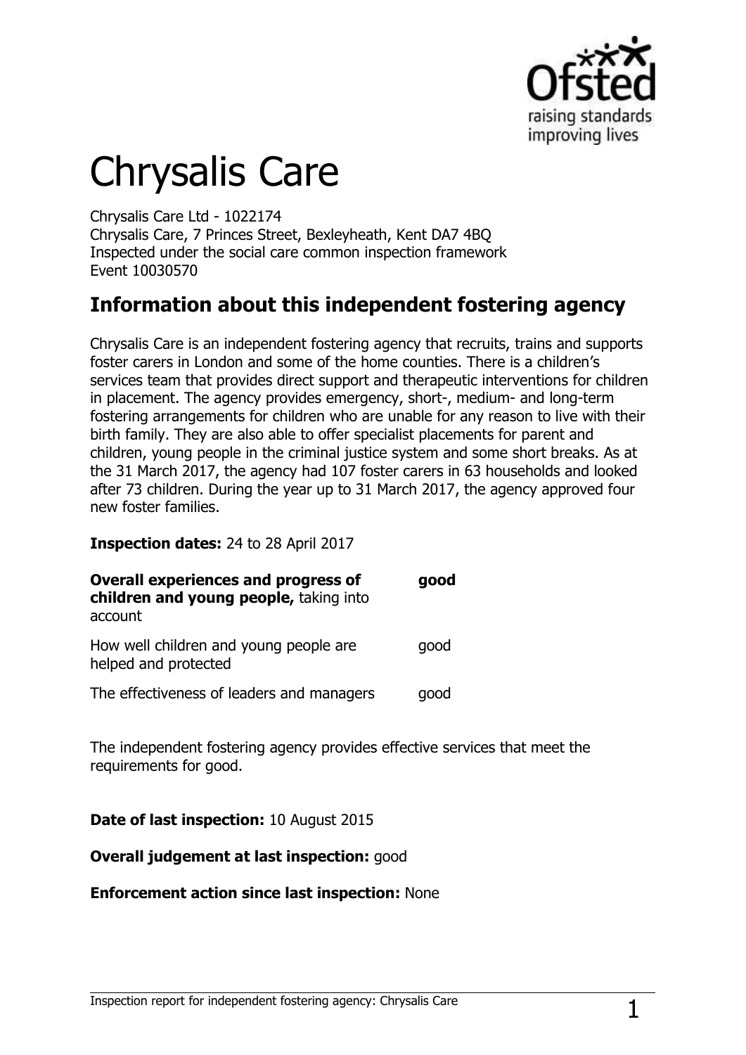# Chrysalis Care

Chrysalis Care Ltd - 1022174
Chrysalis Care, 7 Princes Street, Bexleyheath, Kent DA7 4BQ
Inspected under the social care common inspection framework
Event 10030570

## Information about this independent fostering agency

Chrysalis Care is an independent fostering agency that recruits, trains and supports foster carers in London and some of the home counties. There is a children's services team that provides direct support and therapeutic interventions for children in placement. The agency provides emergency, short-, medium- and long-term fostering arrangements for children who are unable for any reason to live with their birth family. They are also able to offer specialist placements for parent and children, young people in the criminal justice system and some short breaks. As at the 31 March 2017, the agency had 107 foster carers in 63 households and looked after 73 children. During the year up to 31 March 2017, the agency approved four new foster families.

**Inspection dates:** 24 to 28 April 2017

| | |
|---|---|
| **Overall experiences and progress of children and young people,** taking into account | **good** |
| How well children and young people are helped and protected | good |
| The effectiveness of leaders and managers | good |

The independent fostering agency provides effective services that meet the requirements for good.

**Date of last inspection:** 10 August 2015

**Overall judgement at last inspection:** good

**Enforcement action since last inspection:** None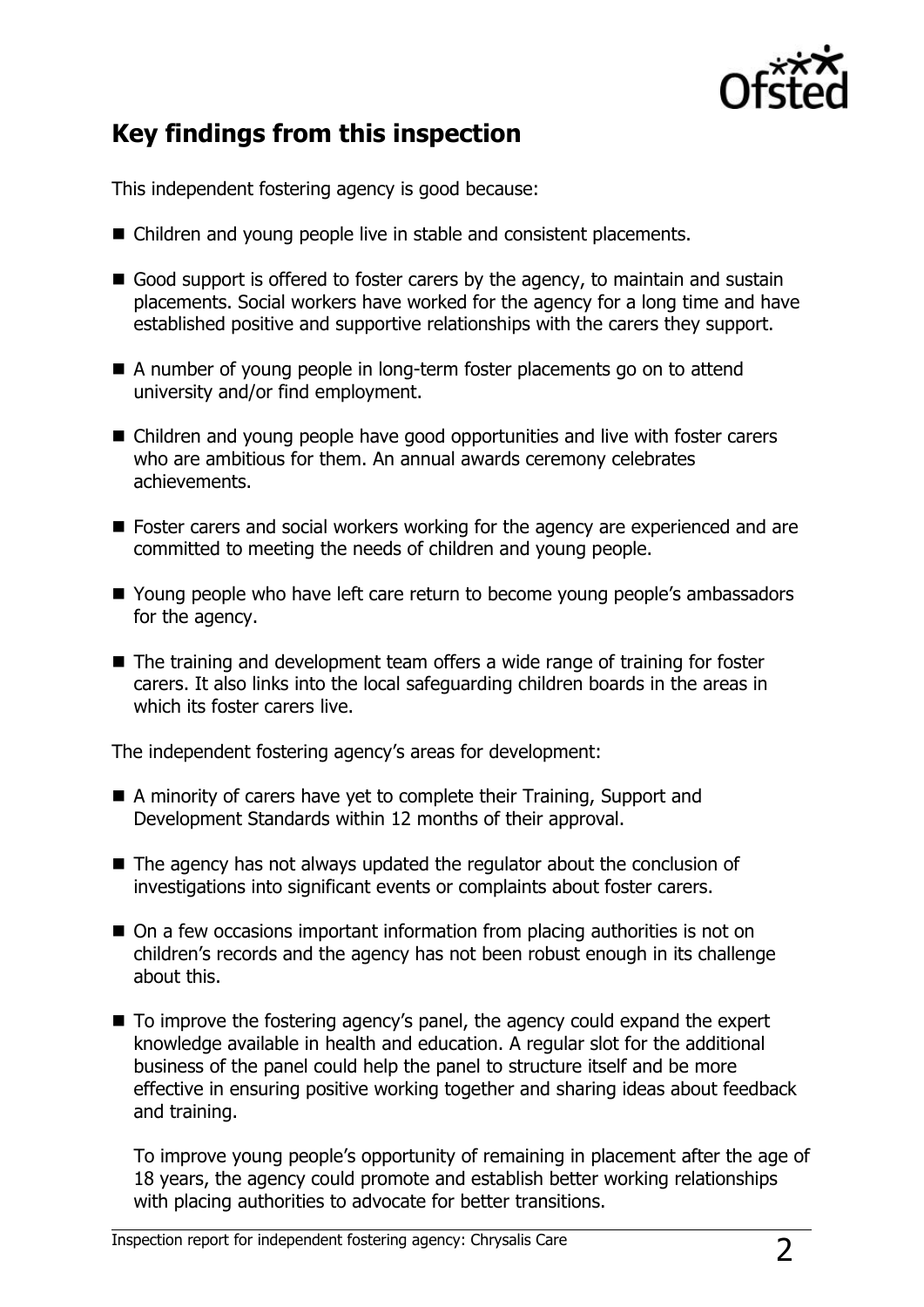## Key findings from this inspection

This independent fostering agency is good because:

- Children and young people live in stable and consistent placements.
- Good support is offered to foster carers by the agency, to maintain and sustain placements. Social workers have worked for the agency for a long time and have established positive and supportive relationships with the carers they support.
- A number of young people in long-term foster placements go on to attend university and/or find employment.
- Children and young people have good opportunities and live with foster carers who are ambitious for them. An annual awards ceremony celebrates achievements.
- Foster carers and social workers working for the agency are experienced and are committed to meeting the needs of children and young people.
- Young people who have left care return to become young people's ambassadors for the agency.
- The training and development team offers a wide range of training for foster carers. It also links into the local safeguarding children boards in the areas in which its foster carers live.

The independent fostering agency's areas for development:

- A minority of carers have yet to complete their Training, Support and Development Standards within 12 months of their approval.
- The agency has not always updated the regulator about the conclusion of investigations into significant events or complaints about foster carers.
- On a few occasions important information from placing authorities is not on children's records and the agency has not been robust enough in its challenge about this.
- To improve the fostering agency's panel, the agency could expand the expert knowledge available in health and education. A regular slot for the additional business of the panel could help the panel to structure itself and be more effective in ensuring positive working together and sharing ideas about feedback and training.

  To improve young people's opportunity of remaining in placement after the age of 18 years, the agency could promote and establish better working relationships with placing authorities to advocate for better transitions.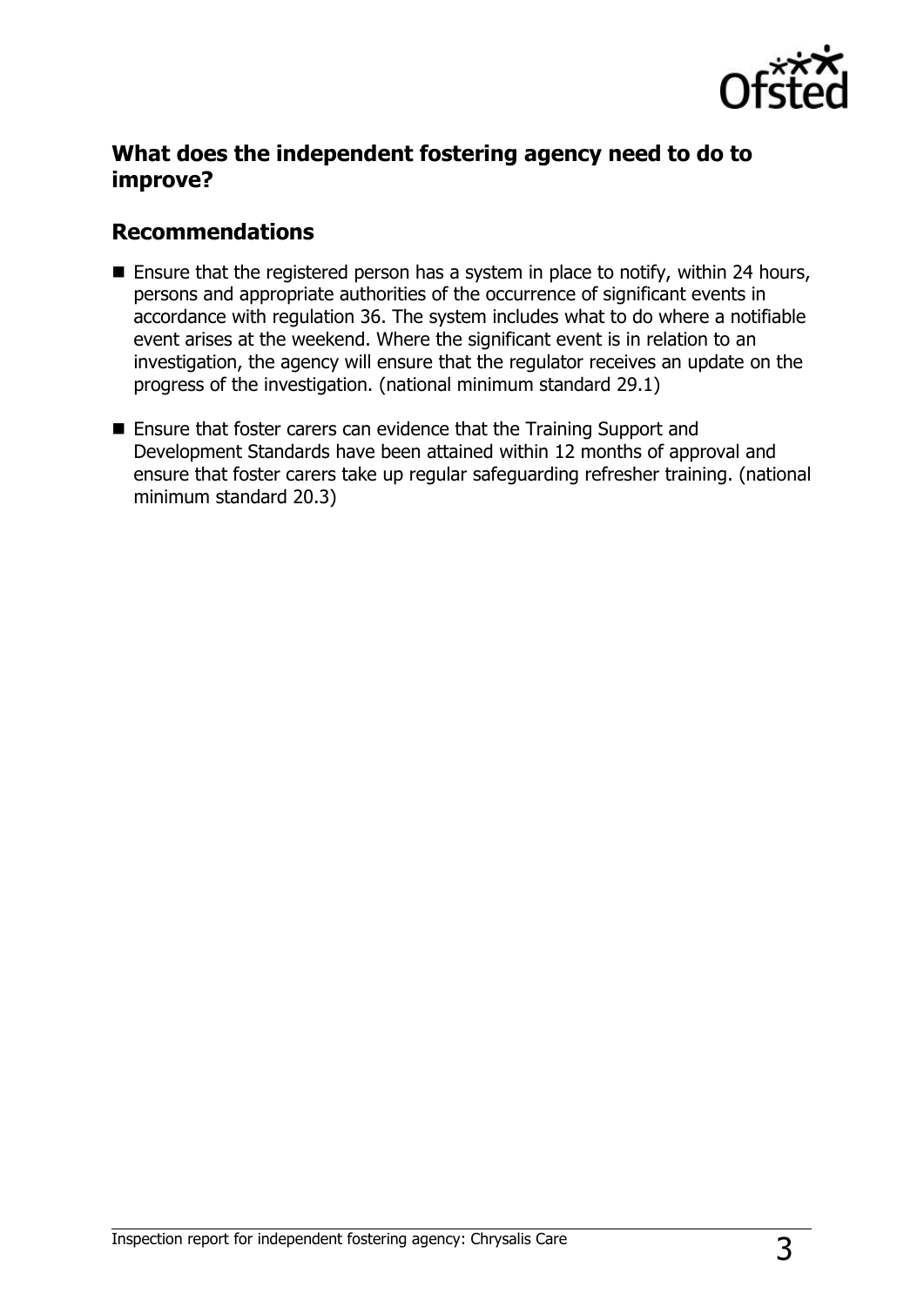## What does the independent fostering agency need to do to improve?

## Recommendations

- Ensure that the registered person has a system in place to notify, within 24 hours, persons and appropriate authorities of the occurrence of significant events in accordance with regulation 36. The system includes what to do where a notifiable event arises at the weekend. Where the significant event is in relation to an investigation, the agency will ensure that the regulator receives an update on the progress of the investigation. (national minimum standard 29.1)
- Ensure that foster carers can evidence that the Training Support and Development Standards have been attained within 12 months of approval and ensure that foster carers take up regular safeguarding refresher training. (national minimum standard 20.3)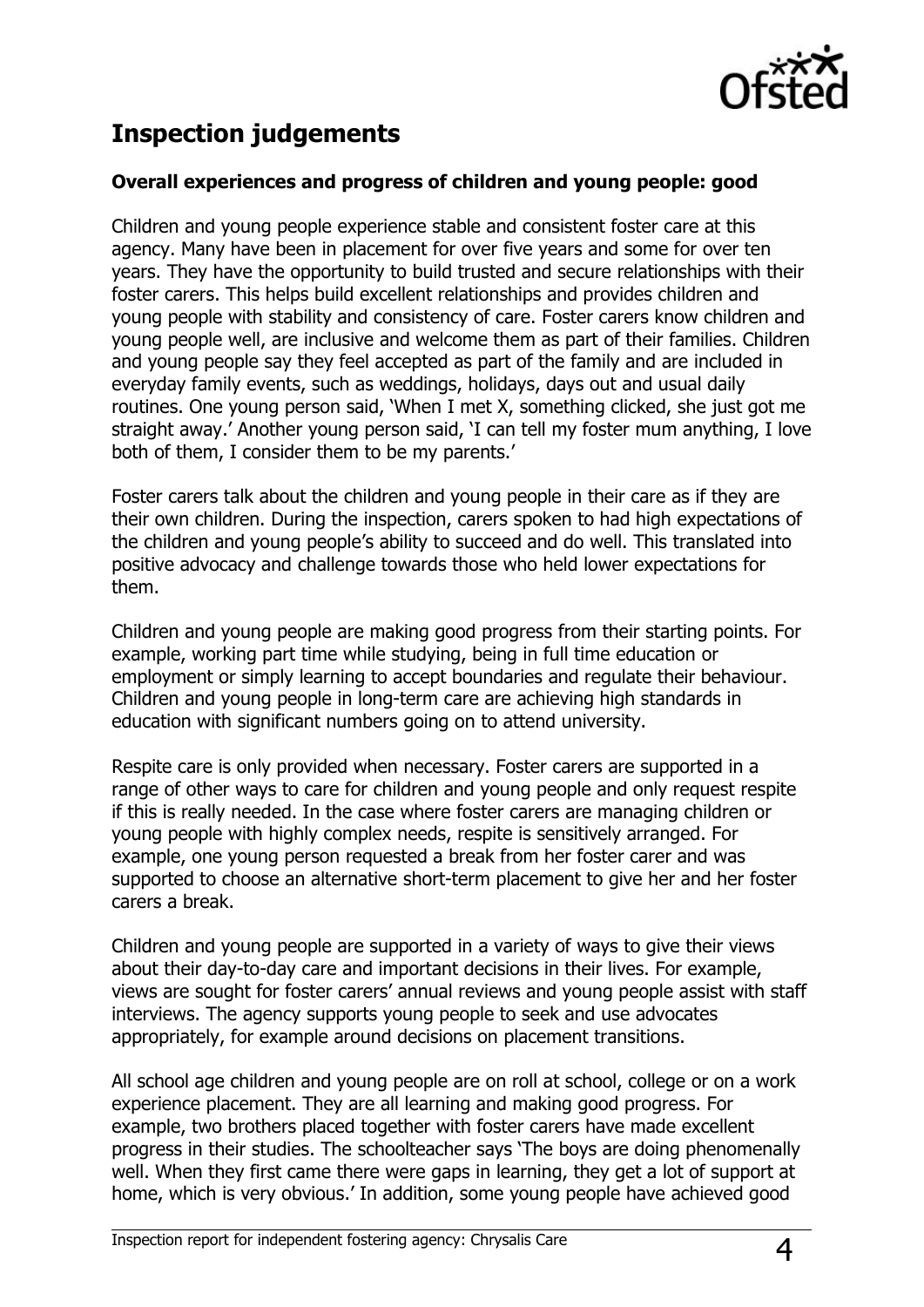## Inspection judgements

**Overall experiences and progress of children and young people: good**

Children and young people experience stable and consistent foster care at this agency. Many have been in placement for over five years and some for over ten years. They have the opportunity to build trusted and secure relationships with their foster carers. This helps build excellent relationships and provides children and young people with stability and consistency of care. Foster carers know children and young people well, are inclusive and welcome them as part of their families. Children and young people say they feel accepted as part of the family and are included in everyday family events, such as weddings, holidays, days out and usual daily routines. One young person said, 'When I met X, something clicked, she just got me straight away.' Another young person said, 'I can tell my foster mum anything, I love both of them, I consider them to be my parents.'

Foster carers talk about the children and young people in their care as if they are their own children. During the inspection, carers spoken to had high expectations of the children and young people's ability to succeed and do well. This translated into positive advocacy and challenge towards those who held lower expectations for them.

Children and young people are making good progress from their starting points. For example, working part time while studying, being in full time education or employment or simply learning to accept boundaries and regulate their behaviour. Children and young people in long-term care are achieving high standards in education with significant numbers going on to attend university.

Respite care is only provided when necessary. Foster carers are supported in a range of other ways to care for children and young people and only request respite if this is really needed. In the case where foster carers are managing children or young people with highly complex needs, respite is sensitively arranged. For example, one young person requested a break from her foster carer and was supported to choose an alternative short-term placement to give her and her foster carers a break.

Children and young people are supported in a variety of ways to give their views about their day-to-day care and important decisions in their lives. For example, views are sought for foster carers' annual reviews and young people assist with staff interviews. The agency supports young people to seek and use advocates appropriately, for example around decisions on placement transitions.

All school age children and young people are on roll at school, college or on a work experience placement. They are all learning and making good progress. For example, two brothers placed together with foster carers have made excellent progress in their studies. The schoolteacher says 'The boys are doing phenomenally well. When they first came there were gaps in learning, they get a lot of support at home, which is very obvious.' In addition, some young people have achieved good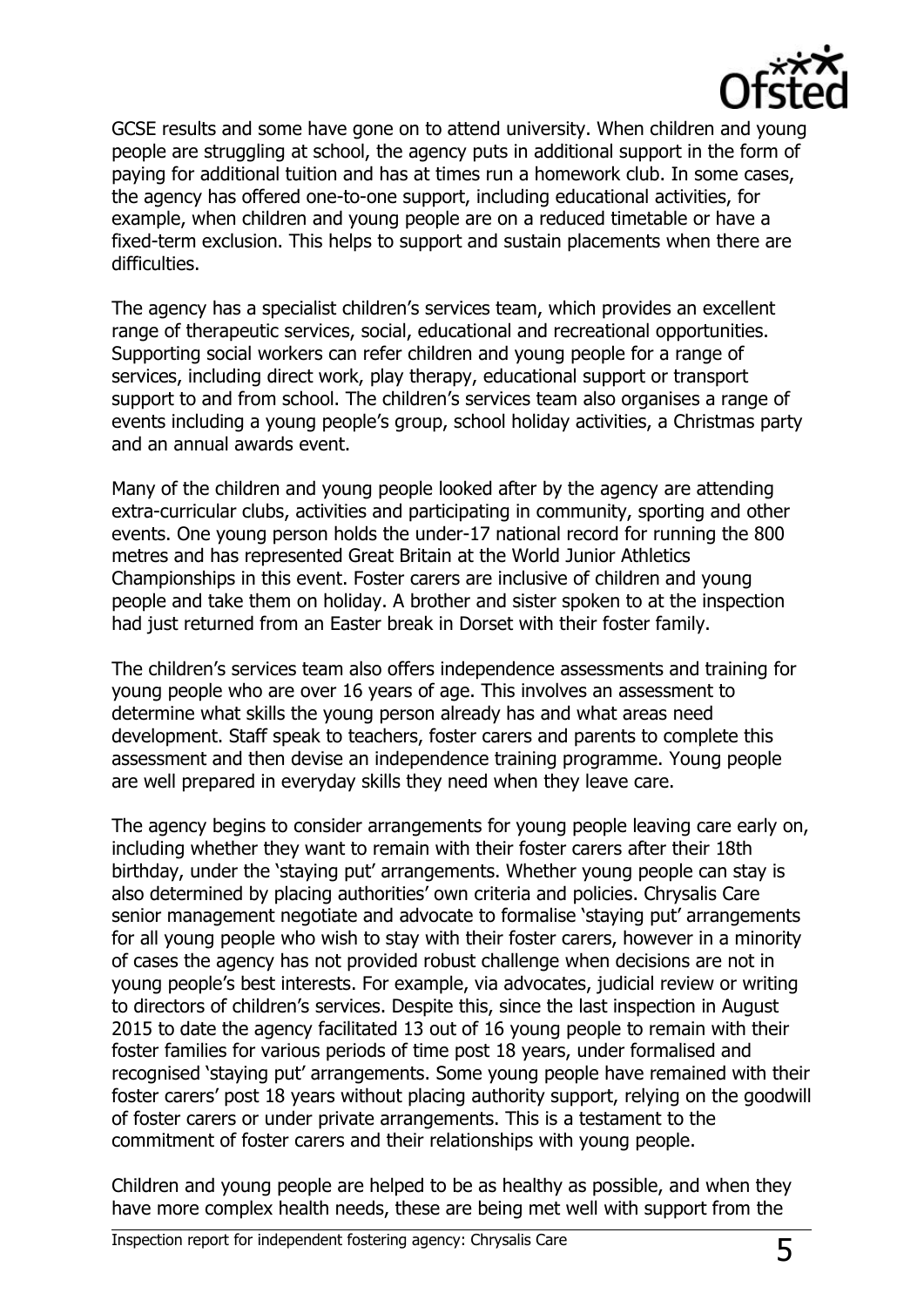GCSE results and some have gone on to attend university. When children and young people are struggling at school, the agency puts in additional support in the form of paying for additional tuition and has at times run a homework club. In some cases, the agency has offered one-to-one support, including educational activities, for example, when children and young people are on a reduced timetable or have a fixed-term exclusion. This helps to support and sustain placements when there are difficulties.

The agency has a specialist children's services team, which provides an excellent range of therapeutic services, social, educational and recreational opportunities. Supporting social workers can refer children and young people for a range of services, including direct work, play therapy, educational support or transport support to and from school. The children's services team also organises a range of events including a young people's group, school holiday activities, a Christmas party and an annual awards event.

Many of the children and young people looked after by the agency are attending extra-curricular clubs, activities and participating in community, sporting and other events. One young person holds the under-17 national record for running the 800 metres and has represented Great Britain at the World Junior Athletics Championships in this event. Foster carers are inclusive of children and young people and take them on holiday. A brother and sister spoken to at the inspection had just returned from an Easter break in Dorset with their foster family.

The children's services team also offers independence assessments and training for young people who are over 16 years of age. This involves an assessment to determine what skills the young person already has and what areas need development. Staff speak to teachers, foster carers and parents to complete this assessment and then devise an independence training programme. Young people are well prepared in everyday skills they need when they leave care.

The agency begins to consider arrangements for young people leaving care early on, including whether they want to remain with their foster carers after their 18th birthday, under the 'staying put' arrangements. Whether young people can stay is also determined by placing authorities' own criteria and policies. Chrysalis Care senior management negotiate and advocate to formalise 'staying put' arrangements for all young people who wish to stay with their foster carers, however in a minority of cases the agency has not provided robust challenge when decisions are not in young people's best interests. For example, via advocates, judicial review or writing to directors of children's services. Despite this, since the last inspection in August 2015 to date the agency facilitated 13 out of 16 young people to remain with their foster families for various periods of time post 18 years, under formalised and recognised 'staying put' arrangements. Some young people have remained with their foster carers' post 18 years without placing authority support, relying on the goodwill of foster carers or under private arrangements. This is a testament to the commitment of foster carers and their relationships with young people.

Children and young people are helped to be as healthy as possible, and when they have more complex health needs, these are being met well with support from the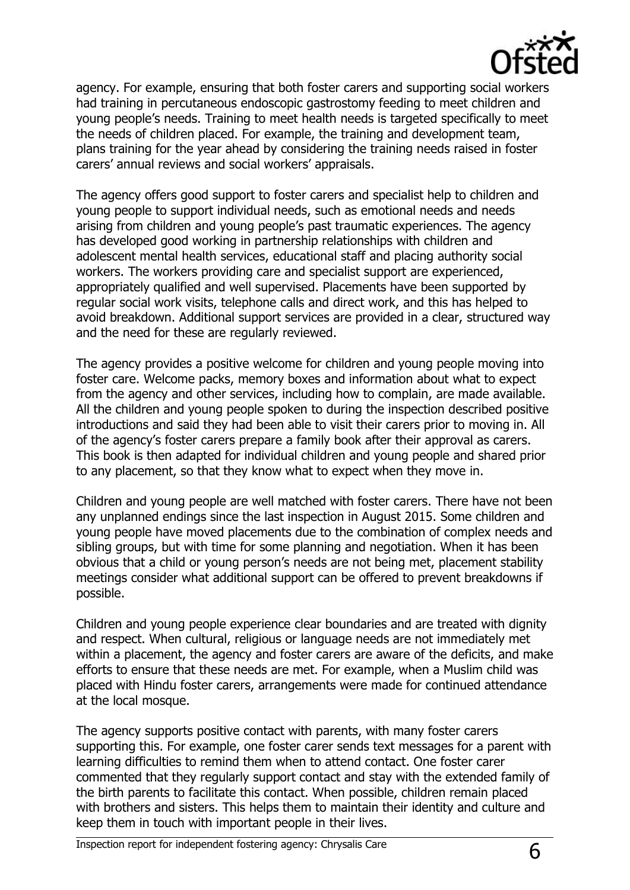agency. For example, ensuring that both foster carers and supporting social workers had training in percutaneous endoscopic gastrostomy feeding to meet children and young people's needs. Training to meet health needs is targeted specifically to meet the needs of children placed. For example, the training and development team, plans training for the year ahead by considering the training needs raised in foster carers' annual reviews and social workers' appraisals.

The agency offers good support to foster carers and specialist help to children and young people to support individual needs, such as emotional needs and needs arising from children and young people's past traumatic experiences. The agency has developed good working in partnership relationships with children and adolescent mental health services, educational staff and placing authority social workers. The workers providing care and specialist support are experienced, appropriately qualified and well supervised. Placements have been supported by regular social work visits, telephone calls and direct work, and this has helped to avoid breakdown. Additional support services are provided in a clear, structured way and the need for these are regularly reviewed.

The agency provides a positive welcome for children and young people moving into foster care. Welcome packs, memory boxes and information about what to expect from the agency and other services, including how to complain, are made available. All the children and young people spoken to during the inspection described positive introductions and said they had been able to visit their carers prior to moving in. All of the agency's foster carers prepare a family book after their approval as carers. This book is then adapted for individual children and young people and shared prior to any placement, so that they know what to expect when they move in.

Children and young people are well matched with foster carers. There have not been any unplanned endings since the last inspection in August 2015. Some children and young people have moved placements due to the combination of complex needs and sibling groups, but with time for some planning and negotiation. When it has been obvious that a child or young person's needs are not being met, placement stability meetings consider what additional support can be offered to prevent breakdowns if possible.

Children and young people experience clear boundaries and are treated with dignity and respect. When cultural, religious or language needs are not immediately met within a placement, the agency and foster carers are aware of the deficits, and make efforts to ensure that these needs are met. For example, when a Muslim child was placed with Hindu foster carers, arrangements were made for continued attendance at the local mosque.

The agency supports positive contact with parents, with many foster carers supporting this. For example, one foster carer sends text messages for a parent with learning difficulties to remind them when to attend contact. One foster carer commented that they regularly support contact and stay with the extended family of the birth parents to facilitate this contact. When possible, children remain placed with brothers and sisters. This helps them to maintain their identity and culture and keep them in touch with important people in their lives.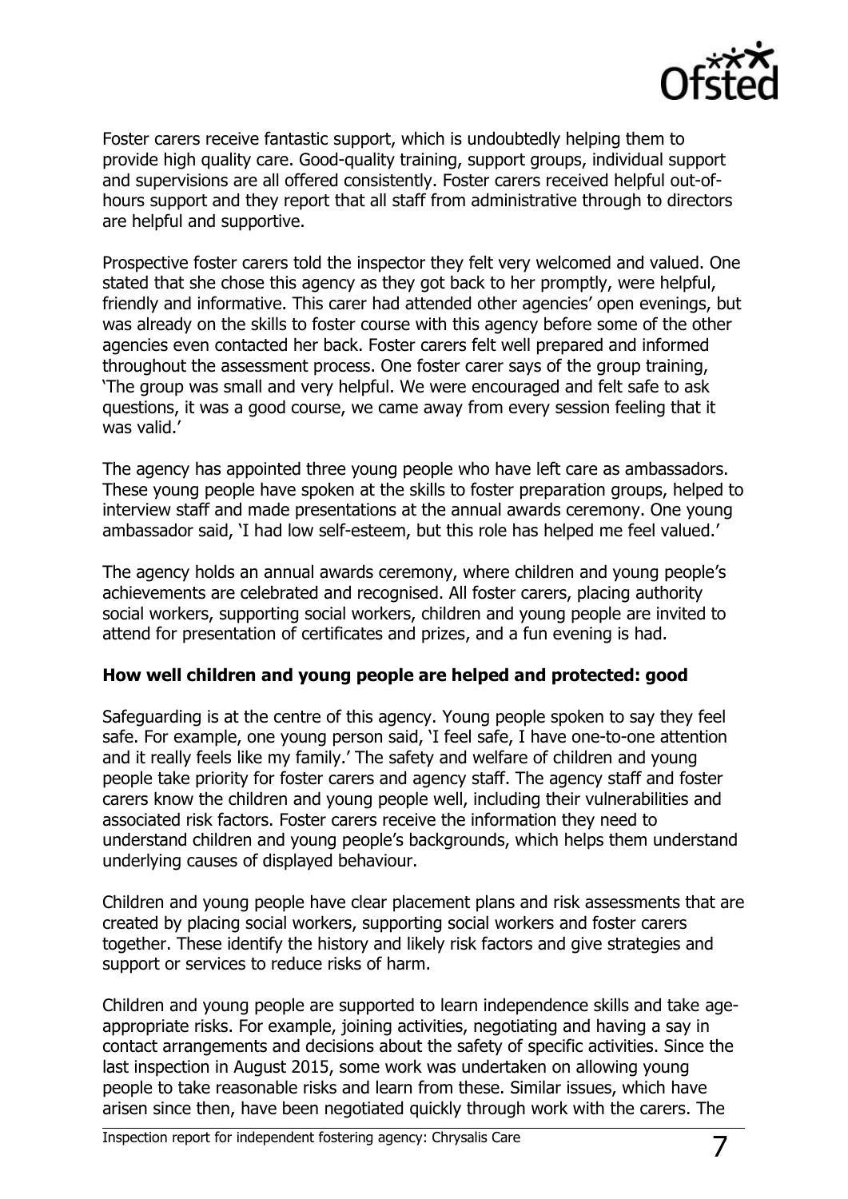Foster carers receive fantastic support, which is undoubtedly helping them to provide high quality care. Good-quality training, support groups, individual support and supervisions are all offered consistently. Foster carers received helpful out-of-hours support and they report that all staff from administrative through to directors are helpful and supportive.

Prospective foster carers told the inspector they felt very welcomed and valued. One stated that she chose this agency as they got back to her promptly, were helpful, friendly and informative. This carer had attended other agencies' open evenings, but was already on the skills to foster course with this agency before some of the other agencies even contacted her back. Foster carers felt well prepared and informed throughout the assessment process. One foster carer says of the group training, 'The group was small and very helpful. We were encouraged and felt safe to ask questions, it was a good course, we came away from every session feeling that it was valid.'

The agency has appointed three young people who have left care as ambassadors. These young people have spoken at the skills to foster preparation groups, helped to interview staff and made presentations at the annual awards ceremony. One young ambassador said, 'I had low self-esteem, but this role has helped me feel valued.'

The agency holds an annual awards ceremony, where children and young people's achievements are celebrated and recognised. All foster carers, placing authority social workers, supporting social workers, children and young people are invited to attend for presentation of certificates and prizes, and a fun evening is had.

**How well children and young people are helped and protected: good**

Safeguarding is at the centre of this agency. Young people spoken to say they feel safe. For example, one young person said, 'I feel safe, I have one-to-one attention and it really feels like my family.' The safety and welfare of children and young people take priority for foster carers and agency staff. The agency staff and foster carers know the children and young people well, including their vulnerabilities and associated risk factors. Foster carers receive the information they need to understand children and young people's backgrounds, which helps them understand underlying causes of displayed behaviour.

Children and young people have clear placement plans and risk assessments that are created by placing social workers, supporting social workers and foster carers together. These identify the history and likely risk factors and give strategies and support or services to reduce risks of harm.

Children and young people are supported to learn independence skills and take age-appropriate risks. For example, joining activities, negotiating and having a say in contact arrangements and decisions about the safety of specific activities. Since the last inspection in August 2015, some work was undertaken on allowing young people to take reasonable risks and learn from these. Similar issues, which have arisen since then, have been negotiated quickly through work with the carers. The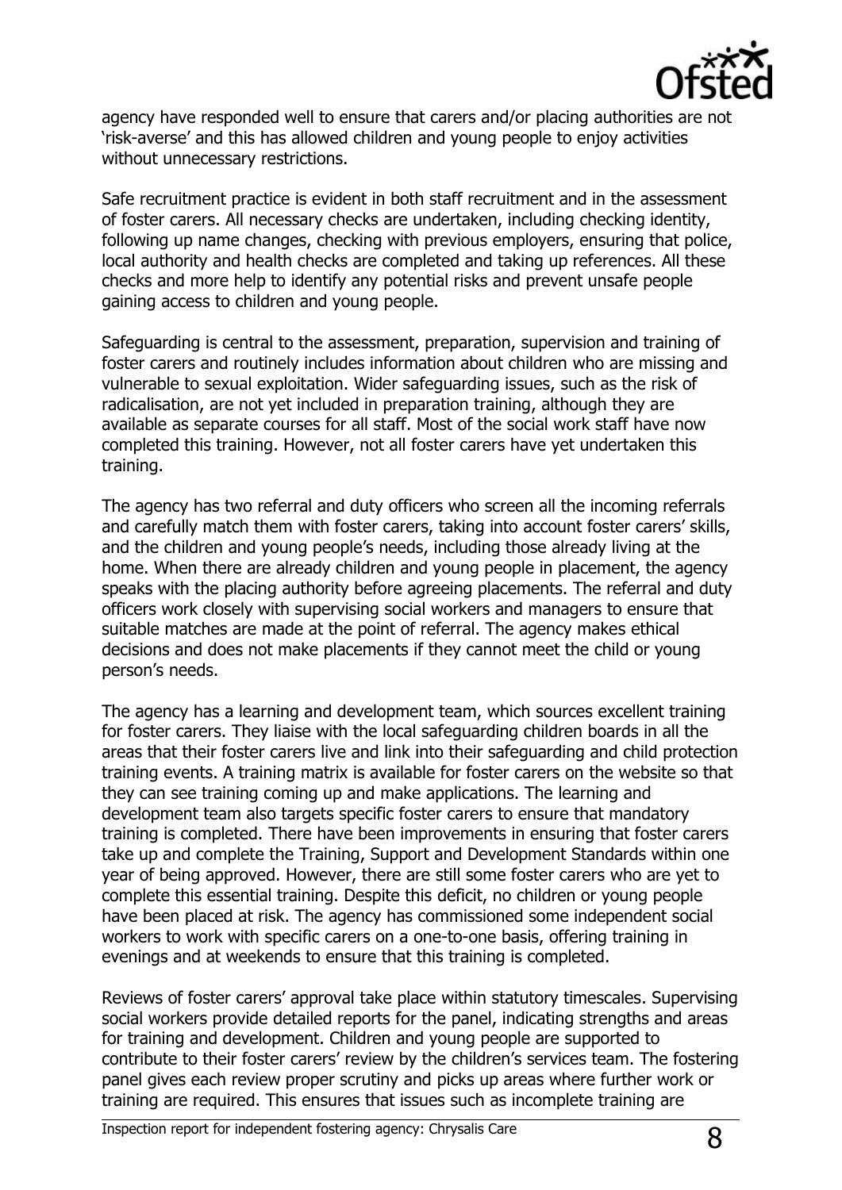agency have responded well to ensure that carers and/or placing authorities are not 'risk-averse' and this has allowed children and young people to enjoy activities without unnecessary restrictions.

Safe recruitment practice is evident in both staff recruitment and in the assessment of foster carers. All necessary checks are undertaken, including checking identity, following up name changes, checking with previous employers, ensuring that police, local authority and health checks are completed and taking up references. All these checks and more help to identify any potential risks and prevent unsafe people gaining access to children and young people.

Safeguarding is central to the assessment, preparation, supervision and training of foster carers and routinely includes information about children who are missing and vulnerable to sexual exploitation. Wider safeguarding issues, such as the risk of radicalisation, are not yet included in preparation training, although they are available as separate courses for all staff. Most of the social work staff have now completed this training. However, not all foster carers have yet undertaken this training.

The agency has two referral and duty officers who screen all the incoming referrals and carefully match them with foster carers, taking into account foster carers' skills, and the children and young people's needs, including those already living at the home. When there are already children and young people in placement, the agency speaks with the placing authority before agreeing placements. The referral and duty officers work closely with supervising social workers and managers to ensure that suitable matches are made at the point of referral. The agency makes ethical decisions and does not make placements if they cannot meet the child or young person's needs.

The agency has a learning and development team, which sources excellent training for foster carers. They liaise with the local safeguarding children boards in all the areas that their foster carers live and link into their safeguarding and child protection training events. A training matrix is available for foster carers on the website so that they can see training coming up and make applications. The learning and development team also targets specific foster carers to ensure that mandatory training is completed. There have been improvements in ensuring that foster carers take up and complete the Training, Support and Development Standards within one year of being approved. However, there are still some foster carers who are yet to complete this essential training. Despite this deficit, no children or young people have been placed at risk. The agency has commissioned some independent social workers to work with specific carers on a one-to-one basis, offering training in evenings and at weekends to ensure that this training is completed.

Reviews of foster carers' approval take place within statutory timescales. Supervising social workers provide detailed reports for the panel, indicating strengths and areas for training and development. Children and young people are supported to contribute to their foster carers' review by the children's services team. The fostering panel gives each review proper scrutiny and picks up areas where further work or training are required. This ensures that issues such as incomplete training are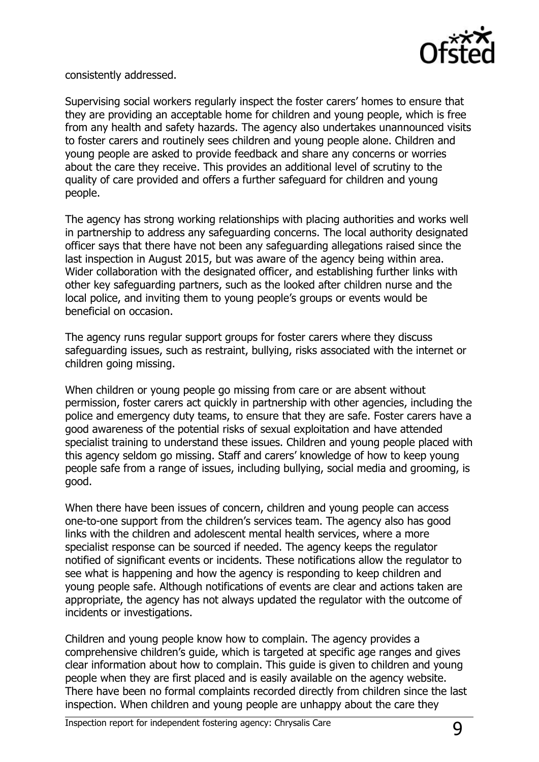consistently addressed.

Supervising social workers regularly inspect the foster carers' homes to ensure that they are providing an acceptable home for children and young people, which is free from any health and safety hazards. The agency also undertakes unannounced visits to foster carers and routinely sees children and young people alone. Children and young people are asked to provide feedback and share any concerns or worries about the care they receive. This provides an additional level of scrutiny to the quality of care provided and offers a further safeguard for children and young people.

The agency has strong working relationships with placing authorities and works well in partnership to address any safeguarding concerns. The local authority designated officer says that there have not been any safeguarding allegations raised since the last inspection in August 2015, but was aware of the agency being within area. Wider collaboration with the designated officer, and establishing further links with other key safeguarding partners, such as the looked after children nurse and the local police, and inviting them to young people's groups or events would be beneficial on occasion.

The agency runs regular support groups for foster carers where they discuss safeguarding issues, such as restraint, bullying, risks associated with the internet or children going missing.

When children or young people go missing from care or are absent without permission, foster carers act quickly in partnership with other agencies, including the police and emergency duty teams, to ensure that they are safe. Foster carers have a good awareness of the potential risks of sexual exploitation and have attended specialist training to understand these issues. Children and young people placed with this agency seldom go missing. Staff and carers' knowledge of how to keep young people safe from a range of issues, including bullying, social media and grooming, is good.

When there have been issues of concern, children and young people can access one-to-one support from the children's services team. The agency also has good links with the children and adolescent mental health services, where a more specialist response can be sourced if needed. The agency keeps the regulator notified of significant events or incidents. These notifications allow the regulator to see what is happening and how the agency is responding to keep children and young people safe. Although notifications of events are clear and actions taken are appropriate, the agency has not always updated the regulator with the outcome of incidents or investigations.

Children and young people know how to complain. The agency provides a comprehensive children's guide, which is targeted at specific age ranges and gives clear information about how to complain. This guide is given to children and young people when they are first placed and is easily available on the agency website. There have been no formal complaints recorded directly from children since the last inspection. When children and young people are unhappy about the care they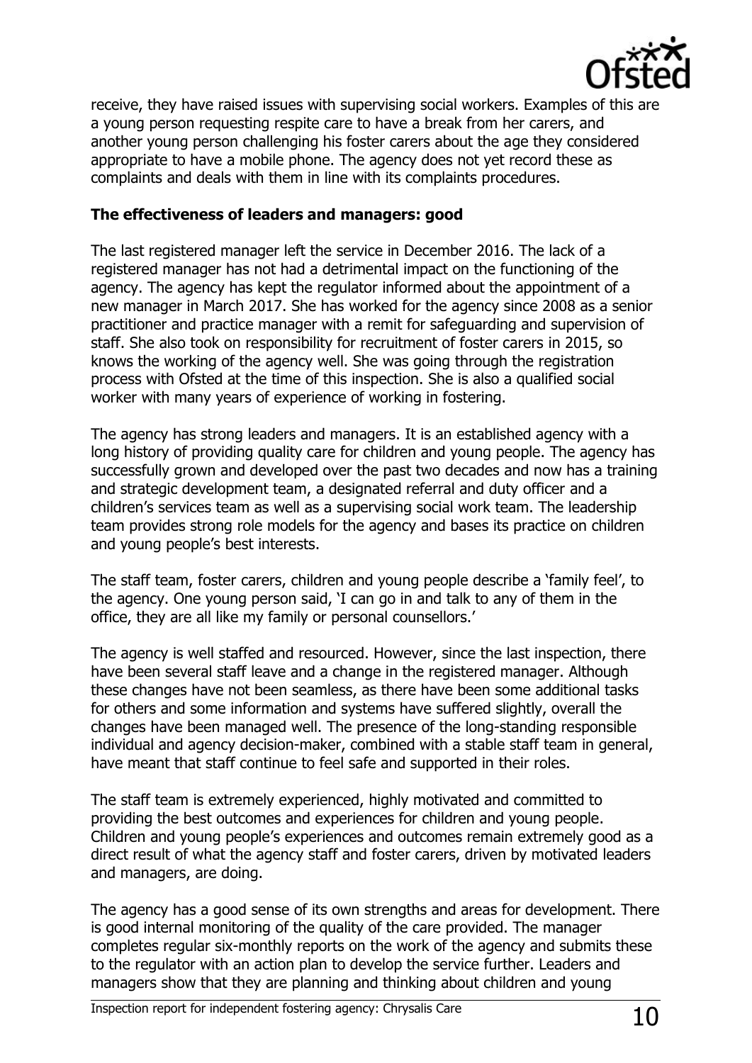receive, they have raised issues with supervising social workers. Examples of this are a young person requesting respite care to have a break from her carers, and another young person challenging his foster carers about the age they considered appropriate to have a mobile phone. The agency does not yet record these as complaints and deals with them in line with its complaints procedures.

**The effectiveness of leaders and managers: good**

The last registered manager left the service in December 2016. The lack of a registered manager has not had a detrimental impact on the functioning of the agency. The agency has kept the regulator informed about the appointment of a new manager in March 2017. She has worked for the agency since 2008 as a senior practitioner and practice manager with a remit for safeguarding and supervision of staff. She also took on responsibility for recruitment of foster carers in 2015, so knows the working of the agency well. She was going through the registration process with Ofsted at the time of this inspection. She is also a qualified social worker with many years of experience of working in fostering.

The agency has strong leaders and managers. It is an established agency with a long history of providing quality care for children and young people. The agency has successfully grown and developed over the past two decades and now has a training and strategic development team, a designated referral and duty officer and a children's services team as well as a supervising social work team. The leadership team provides strong role models for the agency and bases its practice on children and young people's best interests.

The staff team, foster carers, children and young people describe a 'family feel', to the agency. One young person said, 'I can go in and talk to any of them in the office, they are all like my family or personal counsellors.'

The agency is well staffed and resourced. However, since the last inspection, there have been several staff leave and a change in the registered manager. Although these changes have not been seamless, as there have been some additional tasks for others and some information and systems have suffered slightly, overall the changes have been managed well. The presence of the long-standing responsible individual and agency decision-maker, combined with a stable staff team in general, have meant that staff continue to feel safe and supported in their roles.

The staff team is extremely experienced, highly motivated and committed to providing the best outcomes and experiences for children and young people. Children and young people's experiences and outcomes remain extremely good as a direct result of what the agency staff and foster carers, driven by motivated leaders and managers, are doing.

The agency has a good sense of its own strengths and areas for development. There is good internal monitoring of the quality of the care provided. The manager completes regular six-monthly reports on the work of the agency and submits these to the regulator with an action plan to develop the service further. Leaders and managers show that they are planning and thinking about children and young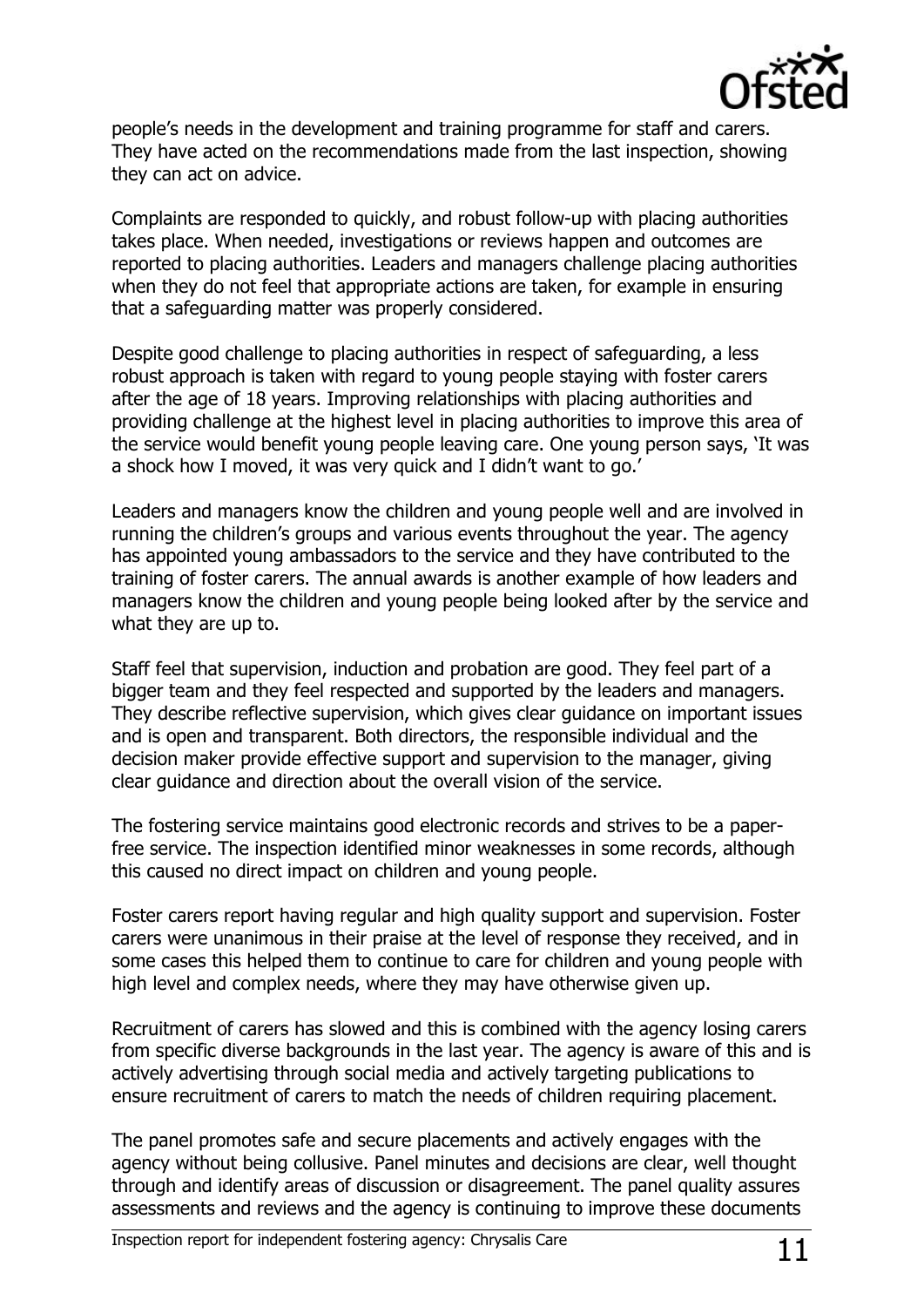people's needs in the development and training programme for staff and carers. They have acted on the recommendations made from the last inspection, showing they can act on advice.

Complaints are responded to quickly, and robust follow-up with placing authorities takes place. When needed, investigations or reviews happen and outcomes are reported to placing authorities. Leaders and managers challenge placing authorities when they do not feel that appropriate actions are taken, for example in ensuring that a safeguarding matter was properly considered.

Despite good challenge to placing authorities in respect of safeguarding, a less robust approach is taken with regard to young people staying with foster carers after the age of 18 years. Improving relationships with placing authorities and providing challenge at the highest level in placing authorities to improve this area of the service would benefit young people leaving care. One young person says, 'It was a shock how I moved, it was very quick and I didn't want to go.'

Leaders and managers know the children and young people well and are involved in running the children's groups and various events throughout the year. The agency has appointed young ambassadors to the service and they have contributed to the training of foster carers. The annual awards is another example of how leaders and managers know the children and young people being looked after by the service and what they are up to.

Staff feel that supervision, induction and probation are good. They feel part of a bigger team and they feel respected and supported by the leaders and managers. They describe reflective supervision, which gives clear guidance on important issues and is open and transparent. Both directors, the responsible individual and the decision maker provide effective support and supervision to the manager, giving clear guidance and direction about the overall vision of the service.

The fostering service maintains good electronic records and strives to be a paper-free service. The inspection identified minor weaknesses in some records, although this caused no direct impact on children and young people.

Foster carers report having regular and high quality support and supervision. Foster carers were unanimous in their praise at the level of response they received, and in some cases this helped them to continue to care for children and young people with high level and complex needs, where they may have otherwise given up.

Recruitment of carers has slowed and this is combined with the agency losing carers from specific diverse backgrounds in the last year. The agency is aware of this and is actively advertising through social media and actively targeting publications to ensure recruitment of carers to match the needs of children requiring placement.

The panel promotes safe and secure placements and actively engages with the agency without being collusive. Panel minutes and decisions are clear, well thought through and identify areas of discussion or disagreement. The panel quality assures assessments and reviews and the agency is continuing to improve these documents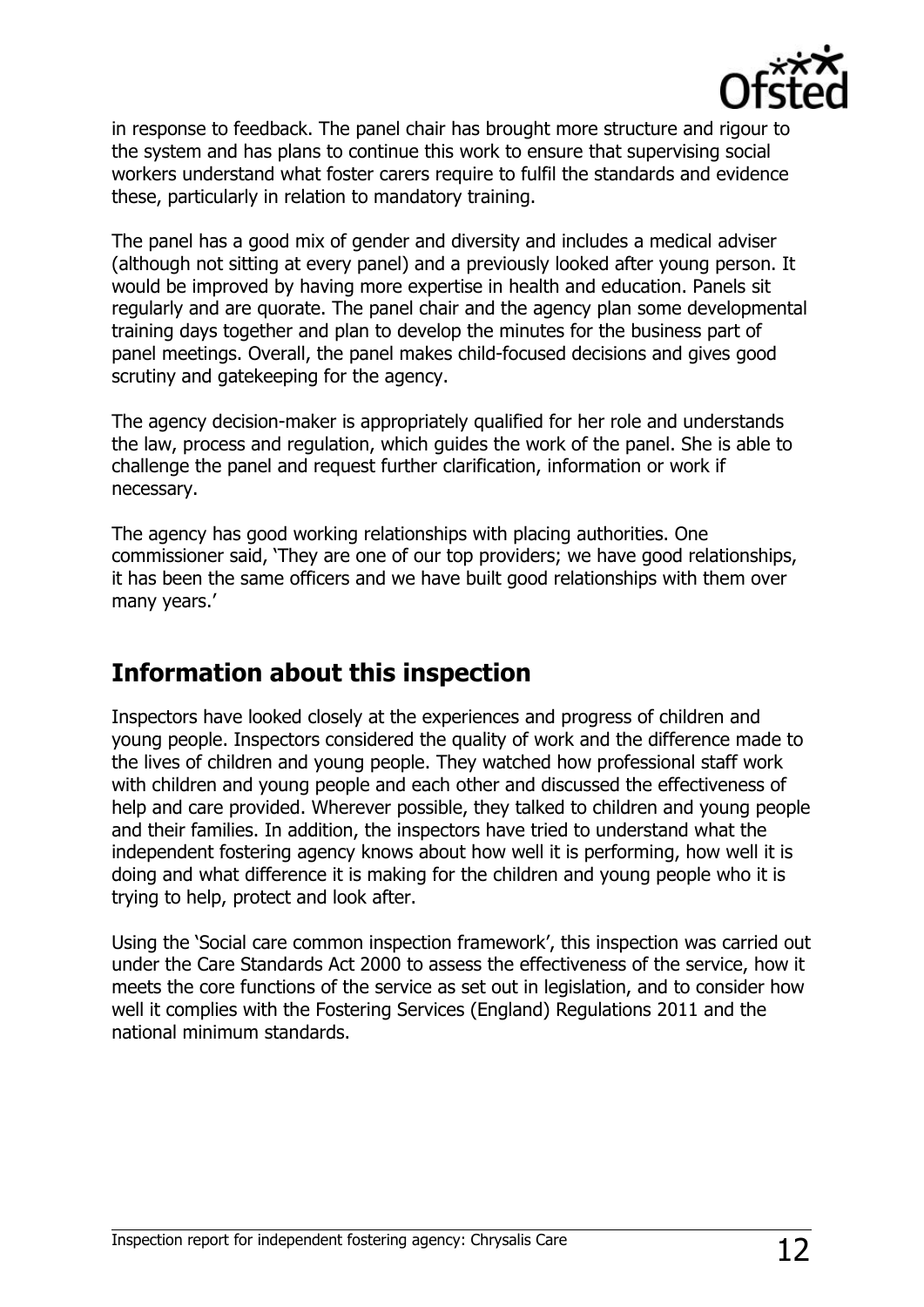in response to feedback. The panel chair has brought more structure and rigour to the system and has plans to continue this work to ensure that supervising social workers understand what foster carers require to fulfil the standards and evidence these, particularly in relation to mandatory training.

The panel has a good mix of gender and diversity and includes a medical adviser (although not sitting at every panel) and a previously looked after young person. It would be improved by having more expertise in health and education. Panels sit regularly and are quorate. The panel chair and the agency plan some developmental training days together and plan to develop the minutes for the business part of panel meetings. Overall, the panel makes child-focused decisions and gives good scrutiny and gatekeeping for the agency.

The agency decision-maker is appropriately qualified for her role and understands the law, process and regulation, which guides the work of the panel. She is able to challenge the panel and request further clarification, information or work if necessary.

The agency has good working relationships with placing authorities. One commissioner said, 'They are one of our top providers; we have good relationships, it has been the same officers and we have built good relationships with them over many years.'

## Information about this inspection

Inspectors have looked closely at the experiences and progress of children and young people. Inspectors considered the quality of work and the difference made to the lives of children and young people. They watched how professional staff work with children and young people and each other and discussed the effectiveness of help and care provided. Wherever possible, they talked to children and young people and their families. In addition, the inspectors have tried to understand what the independent fostering agency knows about how well it is performing, how well it is doing and what difference it is making for the children and young people who it is trying to help, protect and look after.

Using the 'Social care common inspection framework', this inspection was carried out under the Care Standards Act 2000 to assess the effectiveness of the service, how it meets the core functions of the service as set out in legislation, and to consider how well it complies with the Fostering Services (England) Regulations 2011 and the national minimum standards.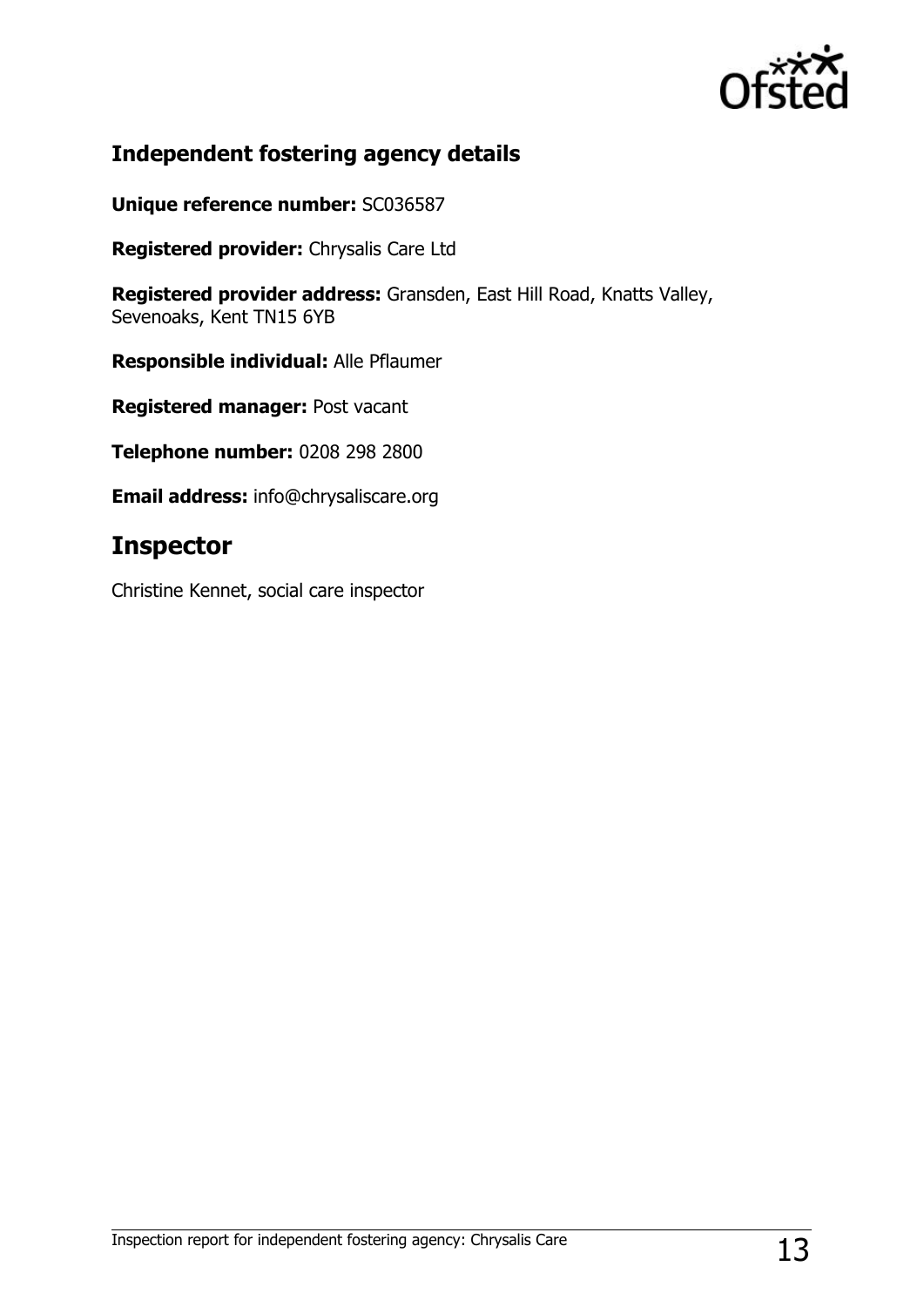## Independent fostering agency details

**Unique reference number:** SC036587

**Registered provider:** Chrysalis Care Ltd

**Registered provider address:** Gransden, East Hill Road, Knatts Valley, Sevenoaks, Kent TN15 6YB

**Responsible individual:** Alle Pflaumer

**Registered manager:** Post vacant

**Telephone number:** 0208 298 2800

**Email address:** info@chrysaliscare.org

# Inspector

Christine Kennet, social care inspector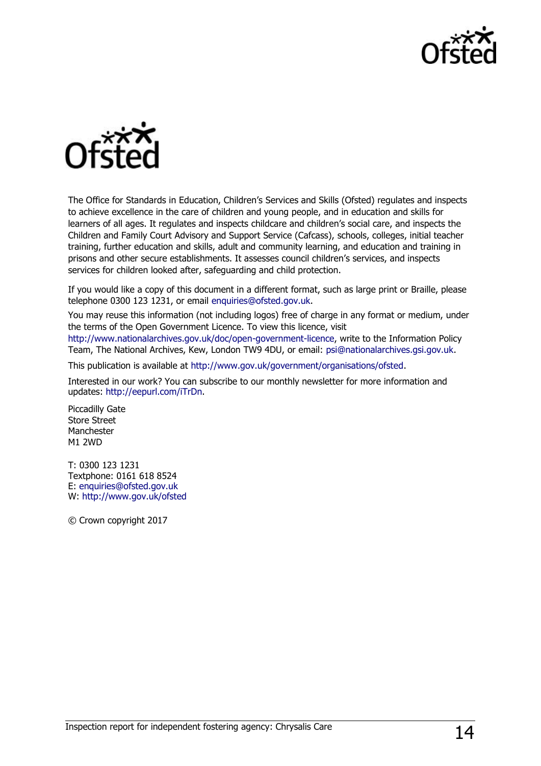The Office for Standards in Education, Children's Services and Skills (Ofsted) regulates and inspects to achieve excellence in the care of children and young people, and in education and skills for learners of all ages. It regulates and inspects childcare and children's social care, and inspects the Children and Family Court Advisory and Support Service (Cafcass), schools, colleges, initial teacher training, further education and skills, adult and community learning, and education and training in prisons and other secure establishments. It assesses council children's services, and inspects services for children looked after, safeguarding and child protection.

If you would like a copy of this document in a different format, such as large print or Braille, please telephone 0300 123 1231, or email enquiries@ofsted.gov.uk.

You may reuse this information (not including logos) free of charge in any format or medium, under the terms of the Open Government Licence. To view this licence, visit http://www.nationalarchives.gov.uk/doc/open-government-licence, write to the Information Policy Team, The National Archives, Kew, London TW9 4DU, or email: psi@nationalarchives.gsi.gov.uk.

This publication is available at http://www.gov.uk/government/organisations/ofsted.

Interested in our work? You can subscribe to our monthly newsletter for more information and updates: http://eepurl.com/iTrDn.

Piccadilly Gate
Store Street
Manchester
M1 2WD

T: 0300 123 1231
Textphone: 0161 618 8524
E: enquiries@ofsted.gov.uk
W: http://www.gov.uk/ofsted

© Crown copyright 2017